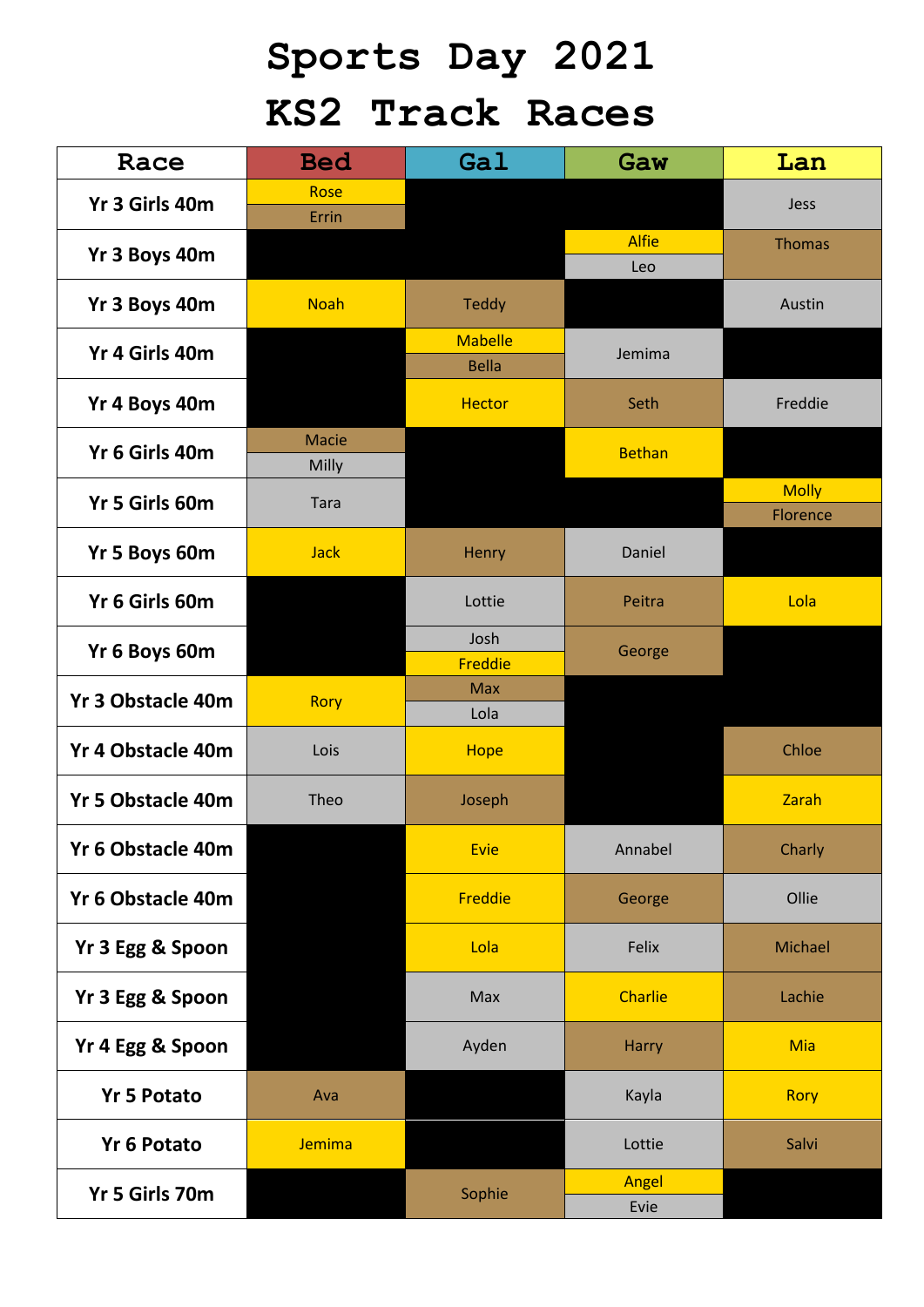# Sports Day 2021

# KS2 Track Races

| Race | Bed | Gal | Gaw | Lan |
|---|---|---|---|---|
| Yr 3 Girls 40m | Rose<br>Errin | | | Jess |
| Yr 3 Boys 40m | | | Alfie<br>Leo | Thomas |
| Yr 3 Boys 40m | Noah | Teddy | | Austin |
| Yr 4 Girls 40m | | Mabelle<br>Bella | Jemima | |
| Yr 4 Boys 40m | | Hector | Seth | Freddie |
| Yr 6 Girls 40m | Macie<br>Milly | | Bethan | |
| Yr 5 Girls 60m | Tara | | | Molly<br>Florence |
| Yr 5 Boys 60m | Jack | Henry | Daniel | |
| Yr 6 Girls 60m | | Lottie | Peitra | Lola |
| Yr 6 Boys 60m | | Josh<br>Freddie | George | |
| Yr 3 Obstacle 40m | Rory | Max<br>Lola | | |
| Yr 4 Obstacle 40m | Lois | Hope | | Chloe |
| Yr 5 Obstacle 40m | Theo | Joseph | | Zarah |
| Yr 6 Obstacle 40m | | Evie | Annabel | Charly |
| Yr 6 Obstacle 40m | | Freddie | George | Ollie |
| Yr 3 Egg & Spoon | | Lola | Felix | Michael |
| Yr 3 Egg & Spoon | | Max | Charlie | Lachie |
| Yr 4 Egg & Spoon | | Ayden | Harry | Mia |
| Yr 5 Potato | Ava | | Kayla | Rory |
| Yr 6 Potato | Jemima | | Lottie | Salvi |
| Yr 5 Girls 70m | | Sophie | Angel<br>Evie | |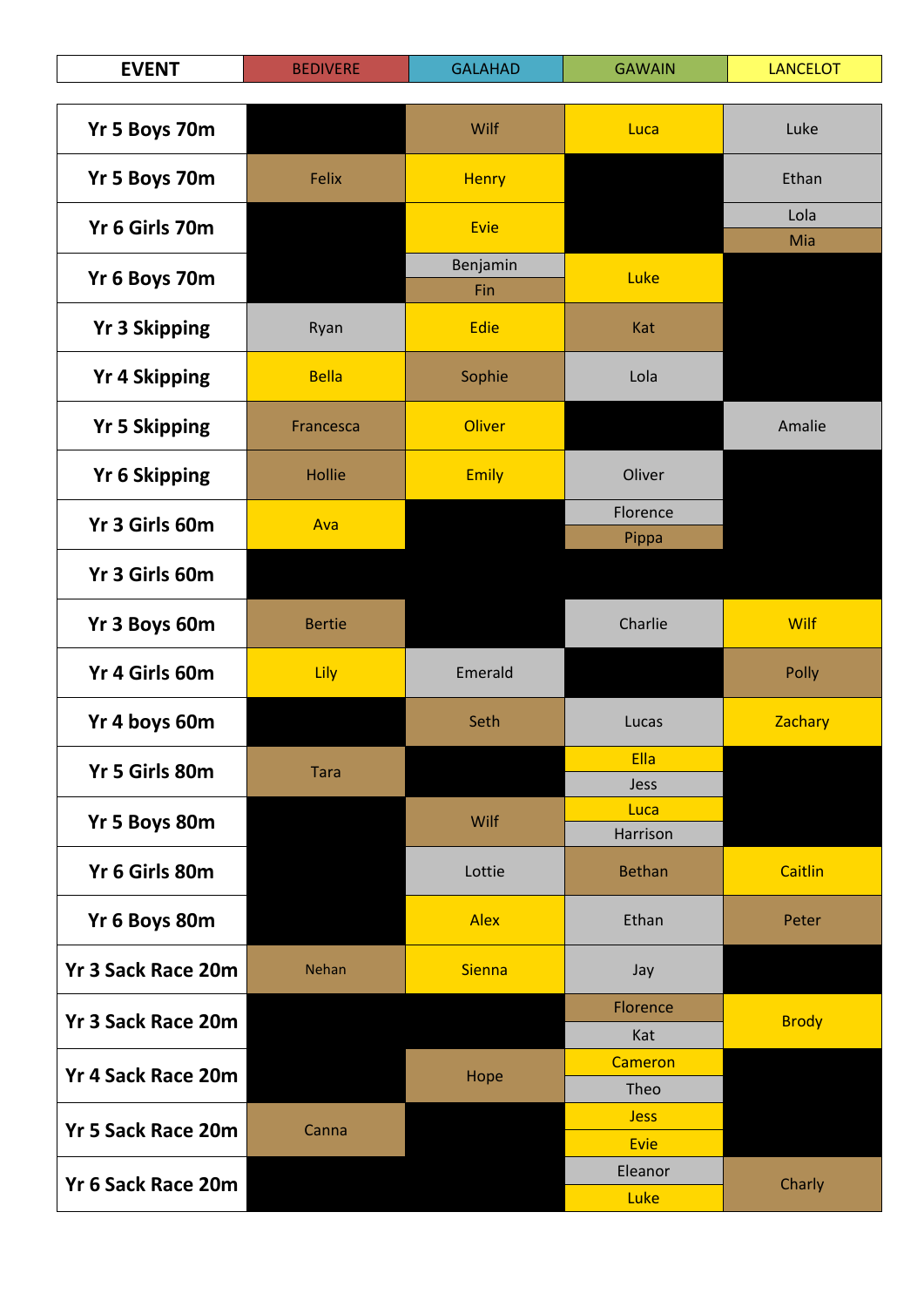| EVENT | BEDIVERE | GALAHAD | GAWAIN | LANCELOT |
|---|---|---|---|---|
| Yr 5 Boys 70m | | Wilf | Luca | Luke |
| Yr 5 Boys 70m | Felix | Henry | | Ethan |
| Yr 6 Girls 70m | | Evie | | Lola<br>Mia |
| Yr 6 Boys 70m | | Benjamin<br>Fin | Luke | |
| Yr 3 Skipping | Ryan | Edie | Kat | |
| Yr 4 Skipping | Bella | Sophie | Lola | |
| Yr 5 Skipping | Francesca | Oliver | | Amalie |
| Yr 6 Skipping | Hollie | Emily | Oliver | |
| Yr 3 Girls 60m | Ava | | Florence<br>Pippa | |
| Yr 3 Girls 60m | | | | |
| Yr 3 Boys 60m | Bertie | | Charlie | Wilf |
| Yr 4 Girls 60m | Lily | Emerald | | Polly |
| Yr 4 boys 60m | | Seth | Lucas | Zachary |
| Yr 5 Girls 80m | Tara | | Ella<br>Jess | |
| Yr 5 Boys 80m | | Wilf | Luca<br>Harrison | |
| Yr 6 Girls 80m | | Lottie | Bethan | Caitlin |
| Yr 6 Boys 80m | | Alex | Ethan | Peter |
| Yr 3 Sack Race 20m | Nehan | Sienna | Jay | |
| Yr 3 Sack Race 20m | | | Florence<br>Kat | Brody |
| Yr 4 Sack Race 20m | | Hope | Cameron<br>Theo | |
| Yr 5 Sack Race 20m | Canna | | Jess<br>Evie | |
| Yr 6 Sack Race 20m | | | Eleanor<br>Luke | Charly |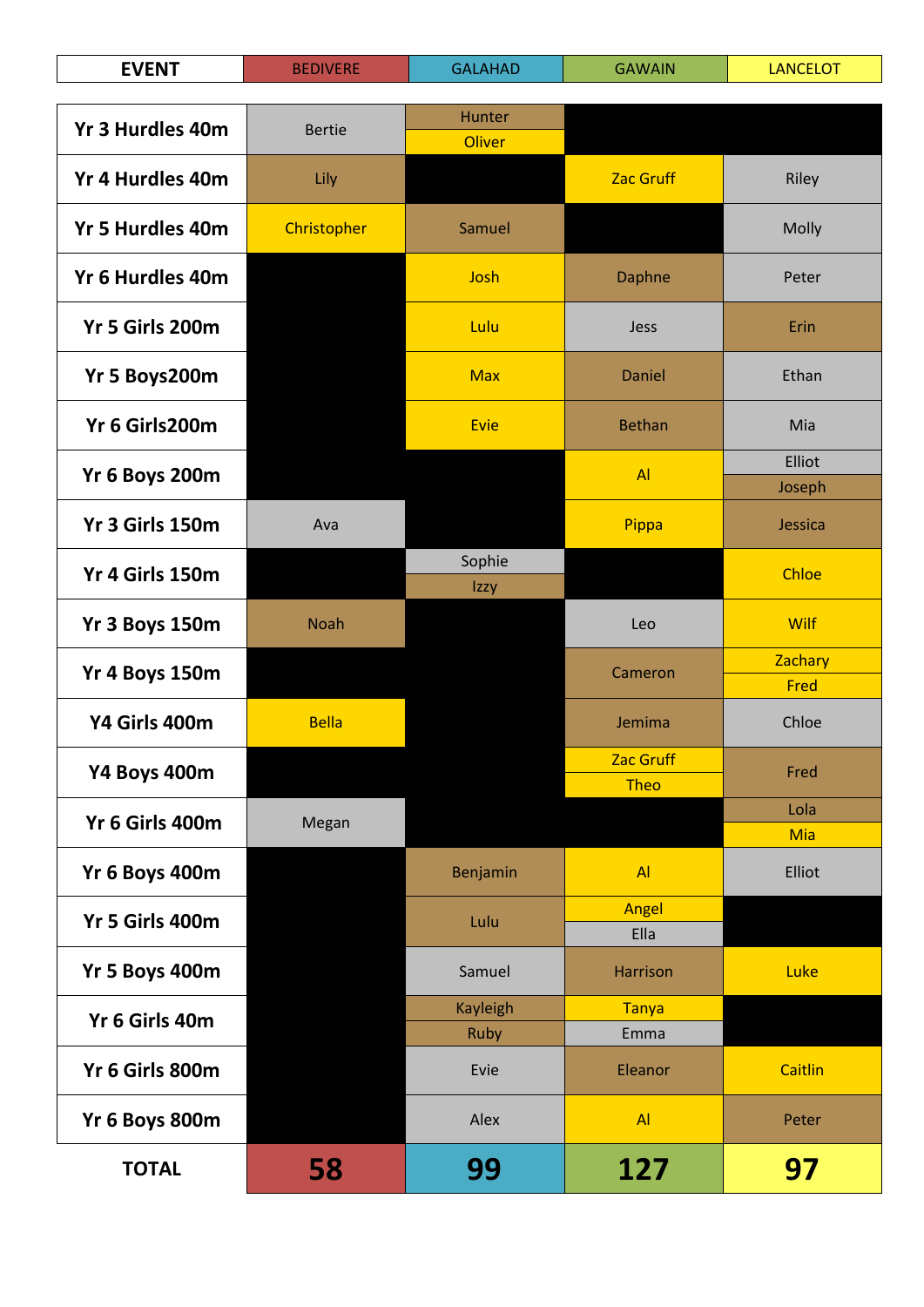| EVENT | BEDIVERE | GALAHAD | GAWAIN | LANCELOT |
|---|---|---|---|---|
| Yr 3 Hurdles 40m | Bertie | Hunter<br>Oliver | | |
| Yr 4 Hurdles 40m | Lily | | Zac Gruff | Riley |
| Yr 5 Hurdles 40m | Christopher | Samuel | | Molly |
| Yr 6 Hurdles 40m | | Josh | Daphne | Peter |
| Yr 5 Girls 200m | | Lulu | Jess | Erin |
| Yr 5 Boys200m | | Max | Daniel | Ethan |
| Yr 6 Girls200m | | Evie | Bethan | Mia |
| Yr 6 Boys 200m | | | Al | Elliot<br>Joseph |
| Yr 3 Girls 150m | Ava | | Pippa | Jessica |
| Yr 4 Girls 150m | | Sophie<br>Izzy | | Chloe |
| Yr 3 Boys 150m | Noah | | Leo | Wilf |
| Yr 4 Boys 150m | | | Cameron | Zachary<br>Fred |
| Y4 Girls 400m | Bella | | Jemima | Chloe |
| Y4 Boys 400m | | | Zac Gruff<br>Theo | Fred |
| Yr 6 Girls 400m | Megan | | | Lola<br>Mia |
| Yr 6 Boys 400m | | Benjamin | Al | Elliot |
| Yr 5 Girls 400m | | Lulu | Angel<br>Ella | |
| Yr 5 Boys 400m | | Samuel | Harrison | Luke |
| Yr 6 Girls 40m | | Kayleigh<br>Ruby | Tanya<br>Emma | |
| Yr 6 Girls 800m | | Evie | Eleanor | Caitlin |
| Yr 6 Boys 800m | | Alex | Al | Peter |
| **TOTAL** | **58** | **99** | **127** | **97** |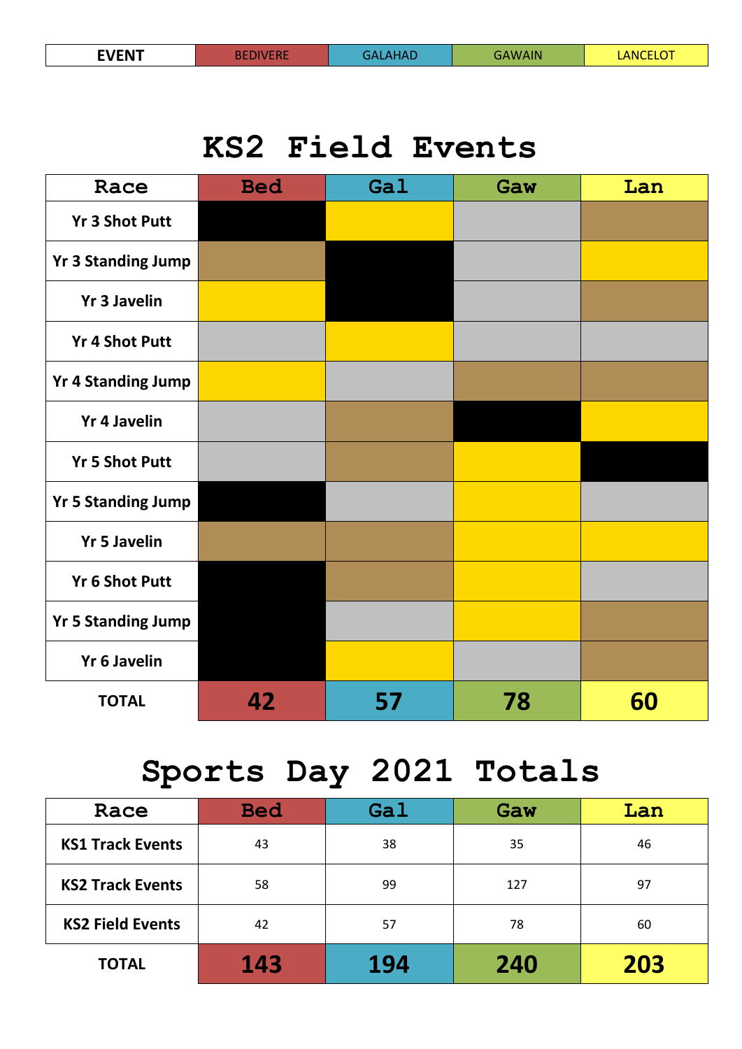| EVENT | BEDIVERE | GALAHAD | GAWAIN | LANCELOT |
|---|---|---|---|---|

# KS2 Field Events

| Race | Bed | Gal | Gaw | Lan |
|---|---|---|---|---|
| Yr 3 Shot Putt | | | | |
| Yr 3 Standing Jump | | | | |
| Yr 3 Javelin | | | | |
| Yr 4 Shot Putt | | | | |
| Yr 4 Standing Jump | | | | |
| Yr 4 Javelin | | | | |
| Yr 5 Shot Putt | | | | |
| Yr 5 Standing Jump | | | | |
| Yr 5 Javelin | | | | |
| Yr 6 Shot Putt | | | | |
| Yr 5 Standing Jump | | | | |
| Yr 6 Javelin | | | | |
| **TOTAL** | **42** | **57** | **78** | **60** |

# Sports Day 2021 Totals

| Race | Bed | Gal | Gaw | Lan |
|---|---|---|---|---|
| **KS1 Track Events** | 43 | 38 | 35 | 46 |
| **KS2 Track Events** | 58 | 99 | 127 | 97 |
| **KS2 Field Events** | 42 | 57 | 78 | 60 |
| **TOTAL** | **143** | **194** | **240** | **203** |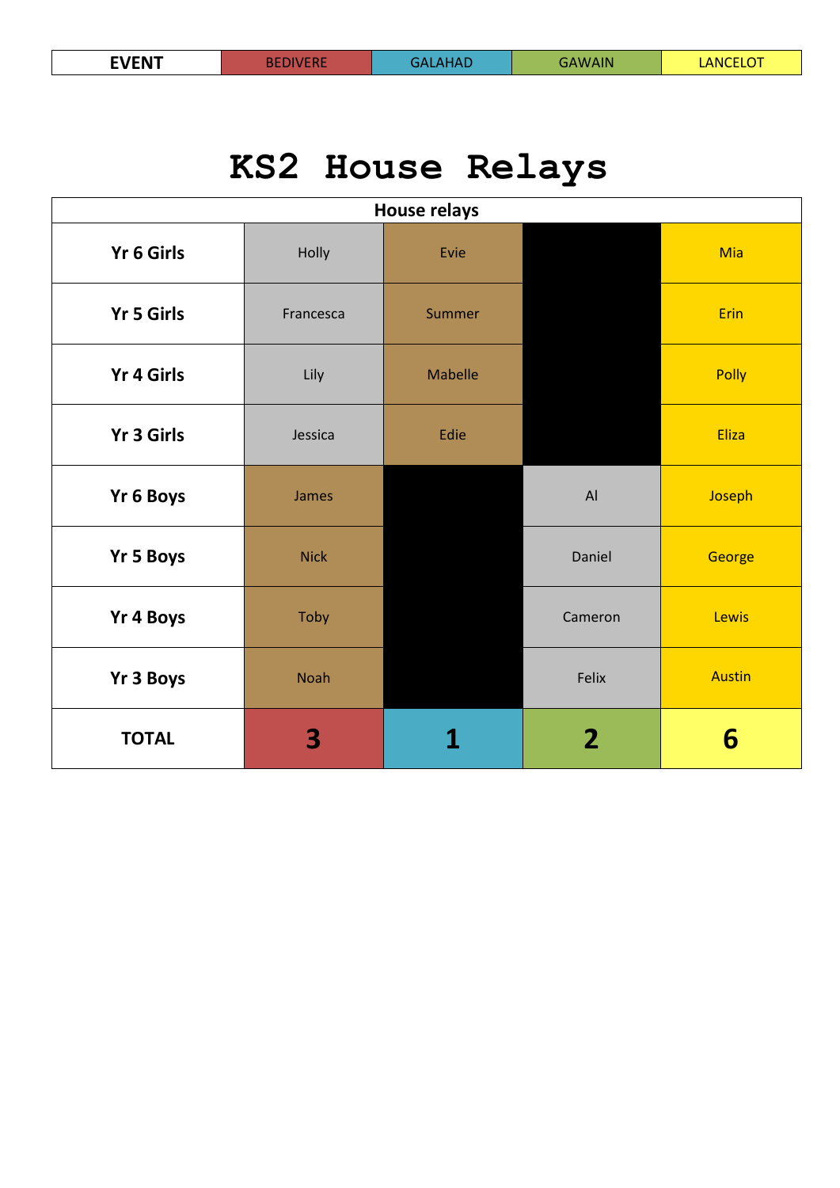| EVENT | BEDIVERE | GALAHAD | GAWAIN | LANCELOT |
|---|---|---|---|---|

# KS2 House Relays

| House relays | | | | |
|---|---|---|---|---|
| **Yr 6 Girls** | Holly | Evie | | Mia |
| **Yr 5 Girls** | Francesca | Summer | | Erin |
| **Yr 4 Girls** | Lily | Mabelle | | Polly |
| **Yr 3 Girls** | Jessica | Edie | | Eliza |
| **Yr 6 Boys** | James | | Al | Joseph |
| **Yr 5 Boys** | Nick | | Daniel | George |
| **Yr 4 Boys** | Toby | | Cameron | Lewis |
| **Yr 3 Boys** | Noah | | Felix | Austin |
| **TOTAL** | **3** | **1** | **2** | **6** |